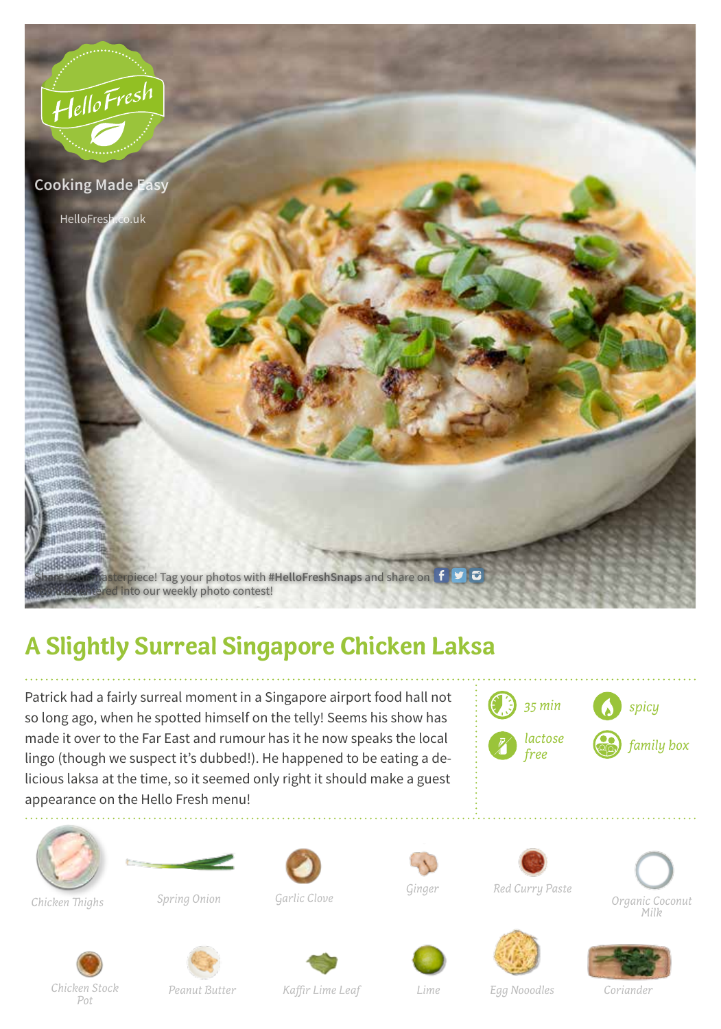Cooking Made Easy

HelloFresh.co.uk

Share your masterpiece! Tag your photos with **#HelloFreshSnaps** and share on to be entered into our weekly photo contest!

# A Slightly Surreal Singapore Chicken Laksa

Patrick had a fairly surreal moment in a Singapore airport food hall not so long ago, when he spotted himself on the telly! Seems his show has made it over to the Far East and rumour has it he now speaks the local lingo (though we suspect it's dubbed!). He happened to be eating a delicious laksa at the time, so it seemed only right it should make a guest appearance on the Hello Fresh menu!

*35 min* | *spicy* | *lactose free* | *family box*

*Chicken Thighs* | *Spring Onion* | *Garlic Clove* | *Ginger* | *Red Curry Paste* | *Organic Coconut Milk* | *Chicken Stock Pot* | *Peanut Butter* | *Kaffir Lime Leaf* | *Lime* | *Egg Nooodles* | *Coriander*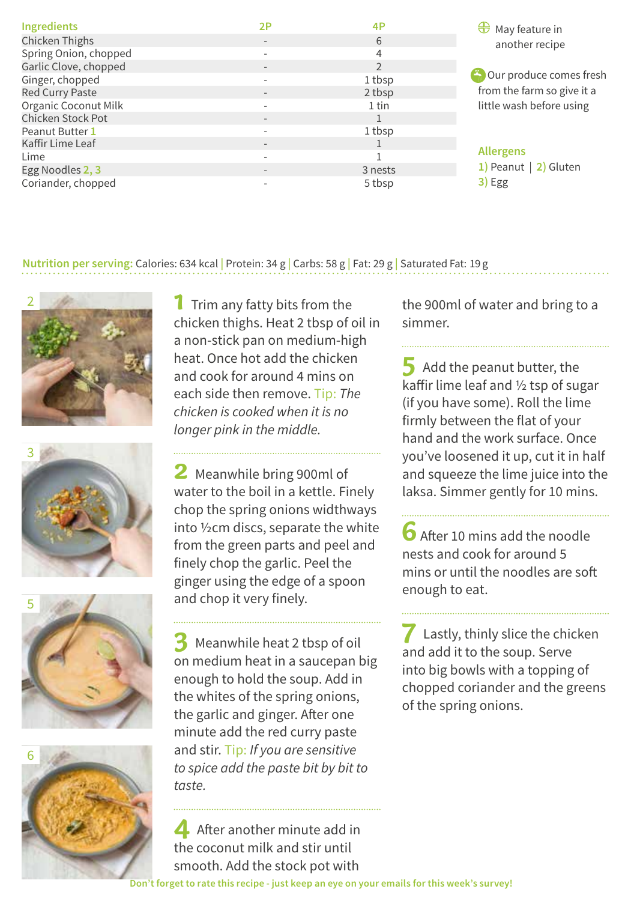| Ingredients | 2P | 4P |
|---|---|---|
| Chicken Thighs | - | 6 |
| Spring Onion, chopped | - | 4 |
| Garlic Clove, chopped | - | 2 |
| Ginger, chopped | - | 1 tbsp |
| Red Curry Paste | - | 2 tbsp |
| Organic Coconut Milk | - | 1 tin |
| Chicken Stock Pot | - | 1 |
| Peanut Butter 1 | - | 1 tbsp |
| Kaffir Lime Leaf | - | 1 |
| Lime | - | 1 |
| Egg Noodles 2, 3 | - | 3 nests |
| Coriander, chopped | - | 5 tbsp |

May feature in another recipe

Our produce comes fresh from the farm so give it a little wash before using

**Allergens**

1) Peanut | 2) Gluten
3) Egg

**Nutrition per serving:** Calories: 634 kcal | Protein: 34 g | Carbs: 58 g | Fat: 29 g | Saturated Fat: 19 g

2

3

5

6

**1** Trim any fatty bits from the chicken thighs. Heat 2 tbsp of oil in a non-stick pan on medium-high heat. Once hot add the chicken and cook for around 4 mins on each side then remove. Tip: *The chicken is cooked when it is no longer pink in the middle.*

**2** Meanwhile bring 900ml of water to the boil in a kettle. Finely chop the spring onions widthways into ½cm discs, separate the white from the green parts and peel and finely chop the garlic. Peel the ginger using the edge of a spoon and chop it very finely.

**3** Meanwhile heat 2 tbsp of oil on medium heat in a saucepan big enough to hold the soup. Add in the whites of the spring onions, the garlic and ginger. After one minute add the red curry paste and stir. Tip: *If you are sensitive to spice add the paste bit by bit to taste.*

**4** After another minute add in the coconut milk and stir until smooth. Add the stock pot with the 900ml of water and bring to a simmer.

**5** Add the peanut butter, the kaffir lime leaf and ½ tsp of sugar (if you have some). Roll the lime firmly between the flat of your hand and the work surface. Once you've loosened it up, cut it in half and squeeze the lime juice into the laksa. Simmer gently for 10 mins.

**6** After 10 mins add the noodle nests and cook for around 5 mins or until the noodles are soft enough to eat.

**7** Lastly, thinly slice the chicken and add it to the soup. Serve into big bowls with a topping of chopped coriander and the greens of the spring onions.

Don't forget to rate this recipe - just keep an eye on your emails for this week's survey!